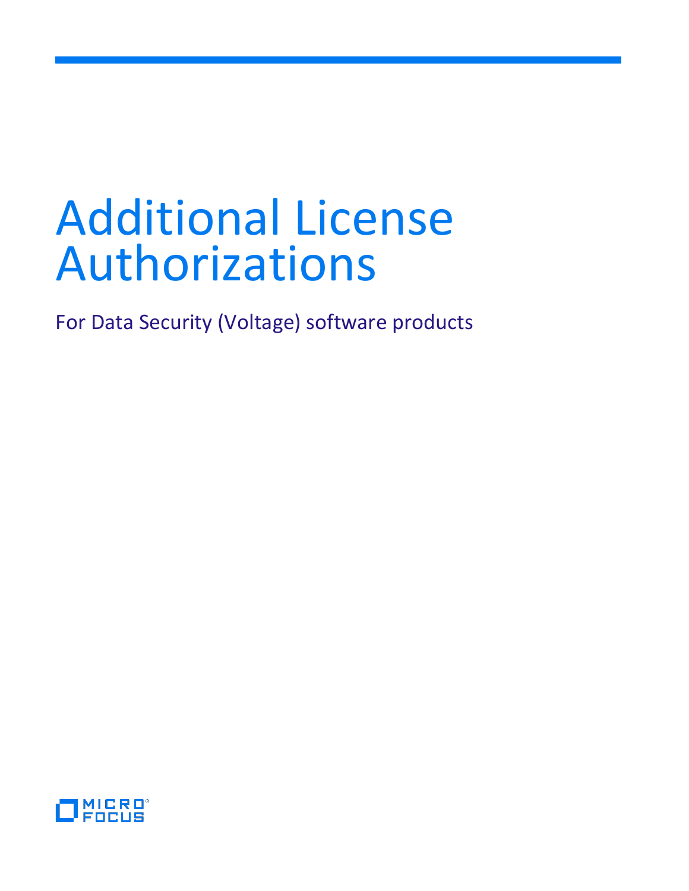# Additional License Authorizations

For Data Security (Voltage) software products

MICRO FOCUS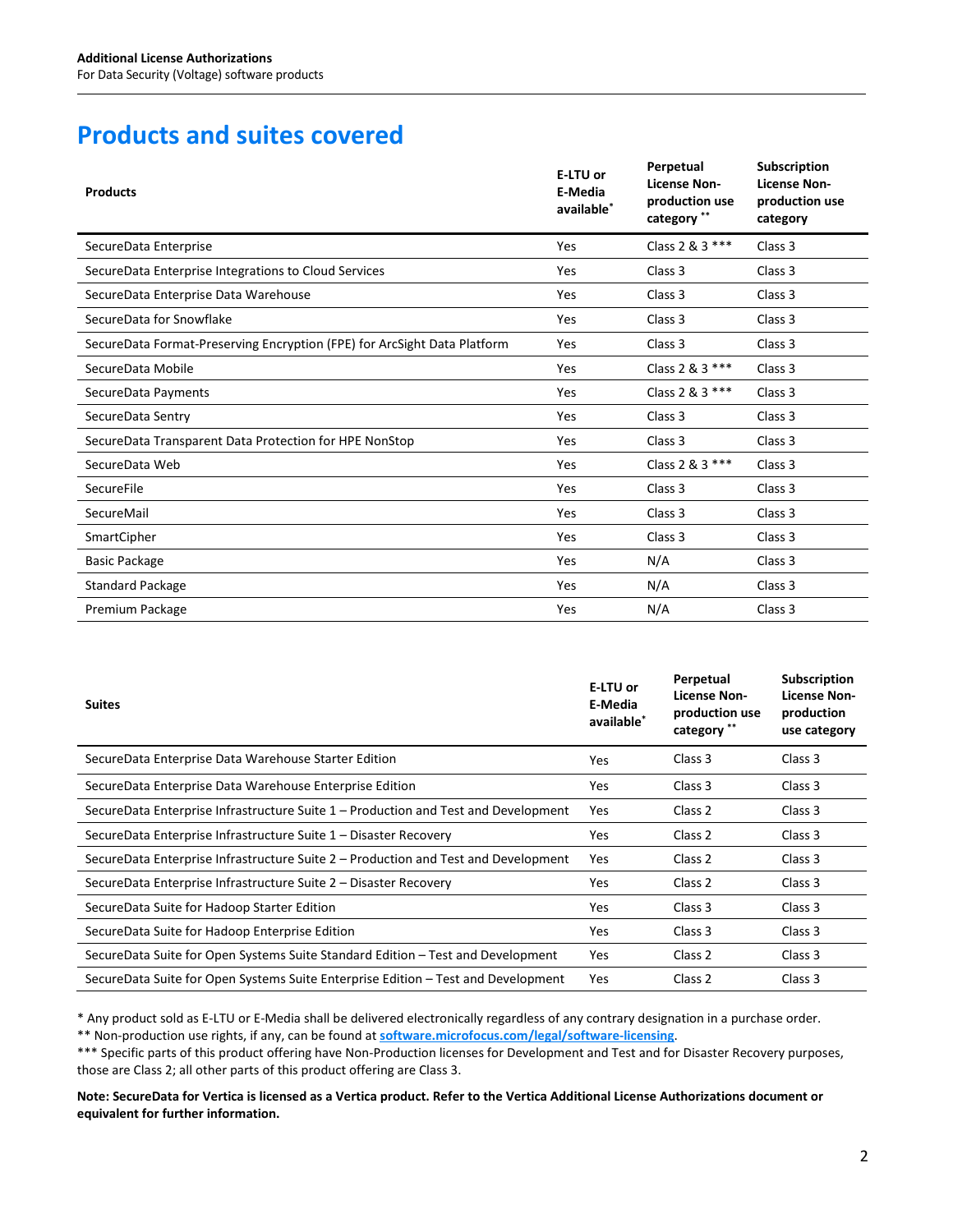## Products and suites covered

| Products | E-LTU or E-Media available* | Perpetual License Non-production use category ** | Subscription License Non-production use category |
|---|---|---|---|
| SecureData Enterprise | Yes | Class 2 & 3 *** | Class 3 |
| SecureData Enterprise Integrations to Cloud Services | Yes | Class 3 | Class 3 |
| SecureData Enterprise Data Warehouse | Yes | Class 3 | Class 3 |
| SecureData for Snowflake | Yes | Class 3 | Class 3 |
| SecureData Format-Preserving Encryption (FPE) for ArcSight Data Platform | Yes | Class 3 | Class 3 |
| SecureData Mobile | Yes | Class 2 & 3 *** | Class 3 |
| SecureData Payments | Yes | Class 2 & 3 *** | Class 3 |
| SecureData Sentry | Yes | Class 3 | Class 3 |
| SecureData Transparent Data Protection for HPE NonStop | Yes | Class 3 | Class 3 |
| SecureData Web | Yes | Class 2 & 3 *** | Class 3 |
| SecureFile | Yes | Class 3 | Class 3 |
| SecureMail | Yes | Class 3 | Class 3 |
| SmartCipher | Yes | Class 3 | Class 3 |
| Basic Package | Yes | N/A | Class 3 |
| Standard Package | Yes | N/A | Class 3 |
| Premium Package | Yes | N/A | Class 3 |

| Suites | E-LTU or E-Media available* | Perpetual License Non-production use category ** | Subscription License Non-production use category |
|---|---|---|---|
| SecureData Enterprise Data Warehouse Starter Edition | Yes | Class 3 | Class 3 |
| SecureData Enterprise Data Warehouse Enterprise Edition | Yes | Class 3 | Class 3 |
| SecureData Enterprise Infrastructure Suite 1 – Production and Test and Development | Yes | Class 2 | Class 3 |
| SecureData Enterprise Infrastructure Suite 1 – Disaster Recovery | Yes | Class 2 | Class 3 |
| SecureData Enterprise Infrastructure Suite 2 – Production and Test and Development | Yes | Class 2 | Class 3 |
| SecureData Enterprise Infrastructure Suite 2 – Disaster Recovery | Yes | Class 2 | Class 3 |
| SecureData Suite for Hadoop Starter Edition | Yes | Class 3 | Class 3 |
| SecureData Suite for Hadoop Enterprise Edition | Yes | Class 3 | Class 3 |
| SecureData Suite for Open Systems Suite Standard Edition – Test and Development | Yes | Class 2 | Class 3 |
| SecureData Suite for Open Systems Suite Enterprise Edition – Test and Development | Yes | Class 2 | Class 3 |

* Any product sold as E-LTU or E-Media shall be delivered electronically regardless of any contrary designation in a purchase order.
** Non-production use rights, if any, can be found at **software.microfocus.com/legal/software-licensing**.
*** Specific parts of this product offering have Non-Production licenses for Development and Test and for Disaster Recovery purposes, those are Class 2; all other parts of this product offering are Class 3.

**Note: SecureData for Vertica is licensed as a Vertica product. Refer to the Vertica Additional License Authorizations document or equivalent for further information.**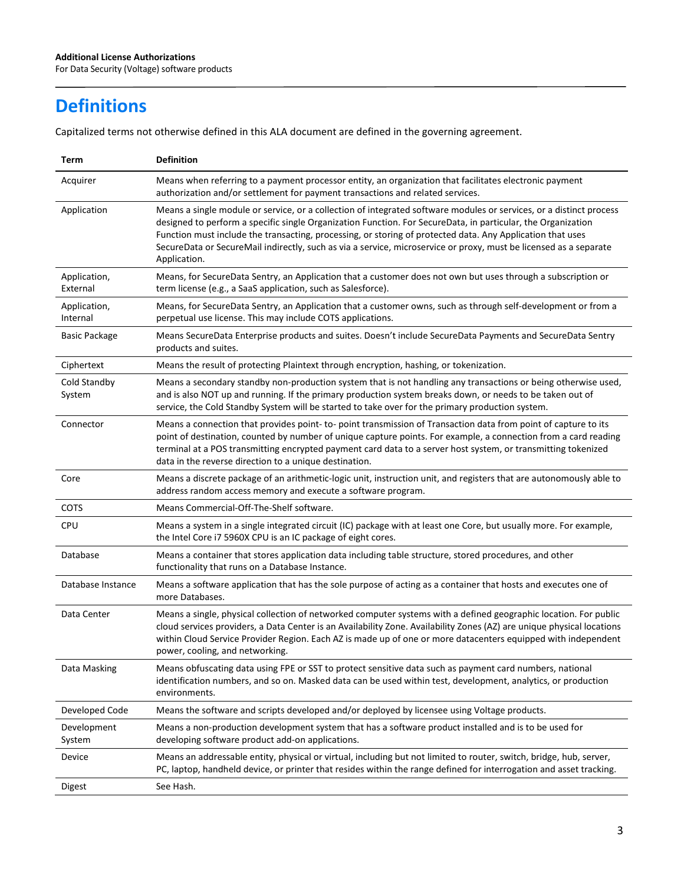# Definitions

Capitalized terms not otherwise defined in this ALA document are defined in the governing agreement.

| Term | Definition |
| --- | --- |
| Acquirer | Means when referring to a payment processor entity, an organization that facilitates electronic payment authorization and/or settlement for payment transactions and related services. |
| Application | Means a single module or service, or a collection of integrated software modules or services, or a distinct process designed to perform a specific single Organization Function. For SecureData, in particular, the Organization Function must include the transacting, processing, or storing of protected data. Any Application that uses SecureData or SecureMail indirectly, such as via a service, microservice or proxy, must be licensed as a separate Application. |
| Application, External | Means, for SecureData Sentry, an Application that a customer does not own but uses through a subscription or term license (e.g., a SaaS application, such as Salesforce). |
| Application, Internal | Means, for SecureData Sentry, an Application that a customer owns, such as through self-development or from a perpetual use license. This may include COTS applications. |
| Basic Package | Means SecureData Enterprise products and suites. Doesn't include SecureData Payments and SecureData Sentry products and suites. |
| Ciphertext | Means the result of protecting Plaintext through encryption, hashing, or tokenization. |
| Cold Standby System | Means a secondary standby non-production system that is not handling any transactions or being otherwise used, and is also NOT up and running. If the primary production system breaks down, or needs to be taken out of service, the Cold Standby System will be started to take over for the primary production system. |
| Connector | Means a connection that provides point- to- point transmission of Transaction data from point of capture to its point of destination, counted by number of unique capture points. For example, a connection from a card reading terminal at a POS transmitting encrypted payment card data to a server host system, or transmitting tokenized data in the reverse direction to a unique destination. |
| Core | Means a discrete package of an arithmetic-logic unit, instruction unit, and registers that are autonomously able to address random access memory and execute a software program. |
| COTS | Means Commercial-Off-The-Shelf software. |
| CPU | Means a system in a single integrated circuit (IC) package with at least one Core, but usually more. For example, the Intel Core i7 5960X CPU is an IC package of eight cores. |
| Database | Means a container that stores application data including table structure, stored procedures, and other functionality that runs on a Database Instance. |
| Database Instance | Means a software application that has the sole purpose of acting as a container that hosts and executes one of more Databases. |
| Data Center | Means a single, physical collection of networked computer systems with a defined geographic location. For public cloud services providers, a Data Center is an Availability Zone. Availability Zones (AZ) are unique physical locations within Cloud Service Provider Region. Each AZ is made up of one or more datacenters equipped with independent power, cooling, and networking. |
| Data Masking | Means obfuscating data using FPE or SST to protect sensitive data such as payment card numbers, national identification numbers, and so on. Masked data can be used within test, development, analytics, or production environments. |
| Developed Code | Means the software and scripts developed and/or deployed by licensee using Voltage products. |
| Development System | Means a non-production development system that has a software product installed and is to be used for developing software product add-on applications. |
| Device | Means an addressable entity, physical or virtual, including but not limited to router, switch, bridge, hub, server, PC, laptop, handheld device, or printer that resides within the range defined for interrogation and asset tracking. |
| Digest | See Hash. |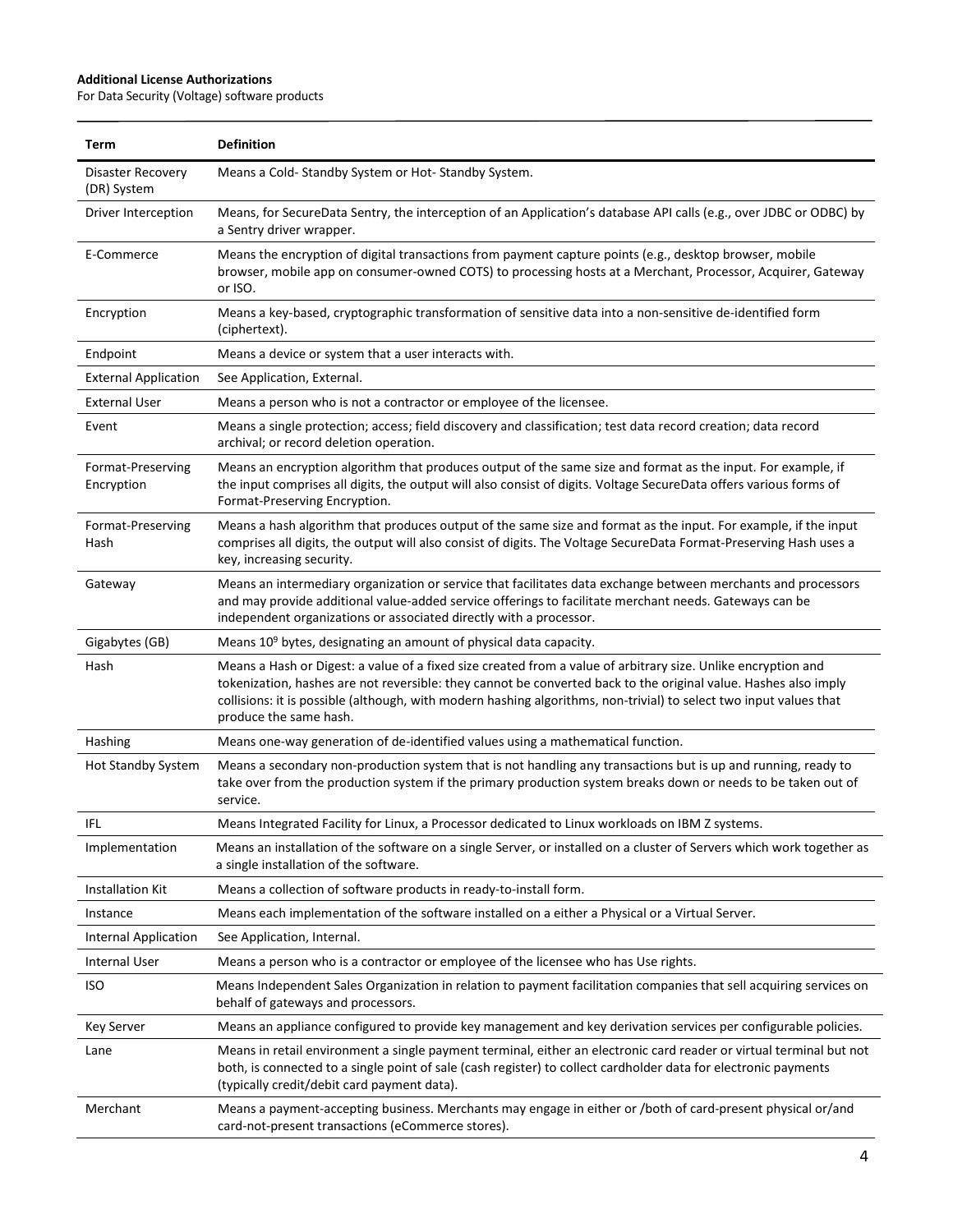| Term | Definition |
|---|---|
| Disaster Recovery (DR) System | Means a Cold- Standby System or Hot- Standby System. |
| Driver Interception | Means, for SecureData Sentry, the interception of an Application's database API calls (e.g., over JDBC or ODBC) by a Sentry driver wrapper. |
| E-Commerce | Means the encryption of digital transactions from payment capture points (e.g., desktop browser, mobile browser, mobile app on consumer-owned COTS) to processing hosts at a Merchant, Processor, Acquirer, Gateway or ISO. |
| Encryption | Means a key-based, cryptographic transformation of sensitive data into a non-sensitive de-identified form (ciphertext). |
| Endpoint | Means a device or system that a user interacts with. |
| External Application | See Application, External. |
| External User | Means a person who is not a contractor or employee of the licensee. |
| Event | Means a single protection; access; field discovery and classification; test data record creation; data record archival; or record deletion operation. |
| Format-Preserving Encryption | Means an encryption algorithm that produces output of the same size and format as the input. For example, if the input comprises all digits, the output will also consist of digits. Voltage SecureData offers various forms of Format-Preserving Encryption. |
| Format-Preserving Hash | Means a hash algorithm that produces output of the same size and format as the input. For example, if the input comprises all digits, the output will also consist of digits. The Voltage SecureData Format-Preserving Hash uses a key, increasing security. |
| Gateway | Means an intermediary organization or service that facilitates data exchange between merchants and processors and may provide additional value-added service offerings to facilitate merchant needs. Gateways can be independent organizations or associated directly with a processor. |
| Gigabytes (GB) | Means $10^9$ bytes, designating an amount of physical data capacity. |
| Hash | Means a Hash or Digest: a value of a fixed size created from a value of arbitrary size. Unlike encryption and tokenization, hashes are not reversible: they cannot be converted back to the original value. Hashes also imply collisions: it is possible (although, with modern hashing algorithms, non-trivial) to select two input values that produce the same hash. |
| Hashing | Means one-way generation of de-identified values using a mathematical function. |
| Hot Standby System | Means a secondary non-production system that is not handling any transactions but is up and running, ready to take over from the production system if the primary production system breaks down or needs to be taken out of service. |
| IFL | Means Integrated Facility for Linux, a Processor dedicated to Linux workloads on IBM Z systems. |
| Implementation | Means an installation of the software on a single Server, or installed on a cluster of Servers which work together as a single installation of the software. |
| Installation Kit | Means a collection of software products in ready-to-install form. |
| Instance | Means each implementation of the software installed on a either a Physical or a Virtual Server. |
| Internal Application | See Application, Internal. |
| Internal User | Means a person who is a contractor or employee of the licensee who has Use rights. |
| ISO | Means Independent Sales Organization in relation to payment facilitation companies that sell acquiring services on behalf of gateways and processors. |
| Key Server | Means an appliance configured to provide key management and key derivation services per configurable policies. |
| Lane | Means in retail environment a single payment terminal, either an electronic card reader or virtual terminal but not both, is connected to a single point of sale (cash register) to collect cardholder data for electronic payments (typically credit/debit card payment data). |
| Merchant | Means a payment-accepting business. Merchants may engage in either or /both of card-present physical or/and card-not-present transactions (eCommerce stores). |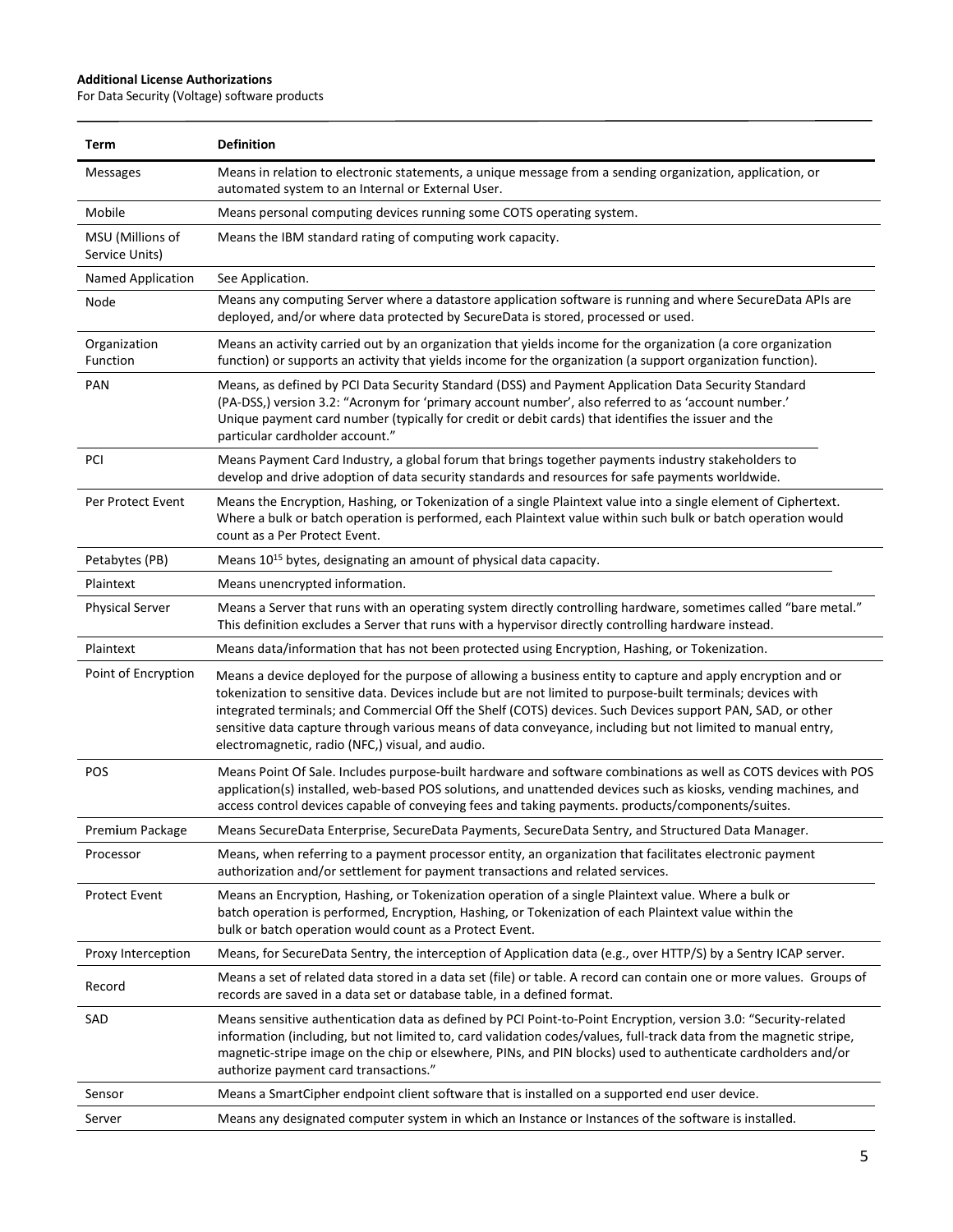| Term | Definition |
| --- | --- |
| Messages | Means in relation to electronic statements, a unique message from a sending organization, application, or automated system to an Internal or External User. |
| Mobile | Means personal computing devices running some COTS operating system. |
| MSU (Millions of Service Units) | Means the IBM standard rating of computing work capacity. |
| Named Application | See Application. |
| Node | Means any computing Server where a datastore application software is running and where SecureData APIs are deployed, and/or where data protected by SecureData is stored, processed or used. |
| Organization Function | Means an activity carried out by an organization that yields income for the organization (a core organization function) or supports an activity that yields income for the organization (a support organization function). |
| PAN | Means, as defined by PCI Data Security Standard (DSS) and Payment Application Data Security Standard (PA-DSS,) version 3.2: "Acronym for 'primary account number', also referred to as 'account number.' Unique payment card number (typically for credit or debit cards) that identifies the issuer and the particular cardholder account." |
| PCI | Means Payment Card Industry, a global forum that brings together payments industry stakeholders to develop and drive adoption of data security standards and resources for safe payments worldwide. |
| Per Protect Event | Means the Encryption, Hashing, or Tokenization of a single Plaintext value into a single element of Ciphertext. Where a bulk or batch operation is performed, each Plaintext value within such bulk or batch operation would count as a Per Protect Event. |
| Petabytes (PB) | Means $10^{15}$ bytes, designating an amount of physical data capacity. |
| Plaintext | Means unencrypted information. |
| Physical Server | Means a Server that runs with an operating system directly controlling hardware, sometimes called "bare metal." This definition excludes a Server that runs with a hypervisor directly controlling hardware instead. |
| Plaintext | Means data/information that has not been protected using Encryption, Hashing, or Tokenization. |
| Point of Encryption | Means a device deployed for the purpose of allowing a business entity to capture and apply encryption and or tokenization to sensitive data. Devices include but are not limited to purpose-built terminals; devices with integrated terminals; and Commercial Off the Shelf (COTS) devices. Such Devices support PAN, SAD, or other sensitive data capture through various means of data conveyance, including but not limited to manual entry, electromagnetic, radio (NFC,) visual, and audio. |
| POS | Means Point Of Sale. Includes purpose-built hardware and software combinations as well as COTS devices with POS application(s) installed, web-based POS solutions, and unattended devices such as kiosks, vending machines, and access control devices capable of conveying fees and taking payments. products/components/suites. |
| Premium Package | Means SecureData Enterprise, SecureData Payments, SecureData Sentry, and Structured Data Manager. |
| Processor | Means, when referring to a payment processor entity, an organization that facilitates electronic payment authorization and/or settlement for payment transactions and related services. |
| Protect Event | Means an Encryption, Hashing, or Tokenization operation of a single Plaintext value. Where a bulk or batch operation is performed, Encryption, Hashing, or Tokenization of each Plaintext value within the bulk or batch operation would count as a Protect Event. |
| Proxy Interception | Means, for SecureData Sentry, the interception of Application data (e.g., over HTTP/S) by a Sentry ICAP server. |
| Record | Means a set of related data stored in a data set (file) or table. A record can contain one or more values. Groups of records are saved in a data set or database table, in a defined format. |
| SAD | Means sensitive authentication data as defined by PCI Point-to-Point Encryption, version 3.0: "Security-related information (including, but not limited to, card validation codes/values, full-track data from the magnetic stripe, magnetic-stripe image on the chip or elsewhere, PINs, and PIN blocks) used to authenticate cardholders and/or authorize payment card transactions." |
| Sensor | Means a SmartCipher endpoint client software that is installed on a supported end user device. |
| Server | Means any designated computer system in which an Instance or Instances of the software is installed. |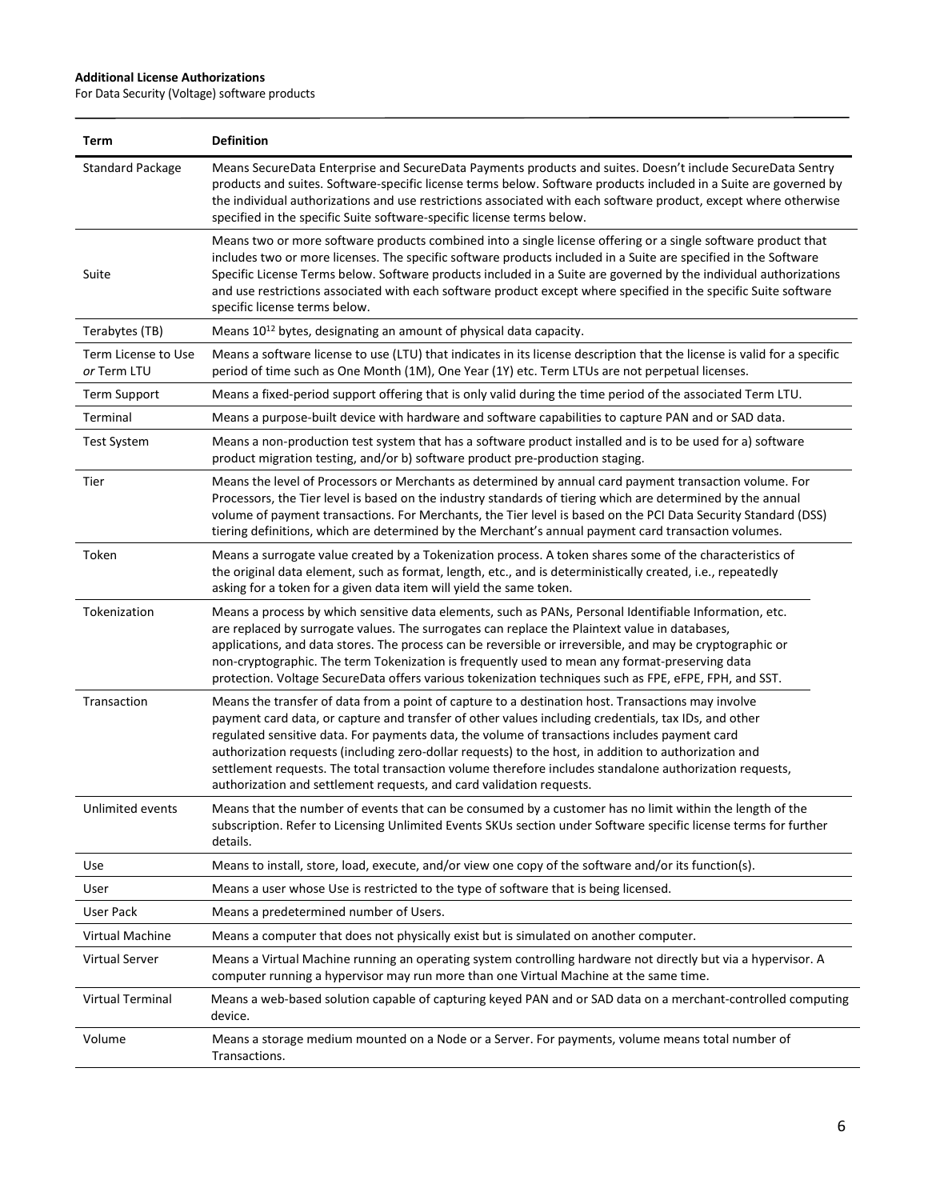| Term | Definition |
| --- | --- |
| Standard Package | Means SecureData Enterprise and SecureData Payments products and suites. Doesn't include SecureData Sentry products and suites. Software-specific license terms below. Software products included in a Suite are governed by the individual authorizations and use restrictions associated with each software product, except where otherwise specified in the specific Suite software-specific license terms below. |
| Suite | Means two or more software products combined into a single license offering or a single software product that includes two or more licenses. The specific software products included in a Suite are specified in the Software Specific License Terms below. Software products included in a Suite are governed by the individual authorizations and use restrictions associated with each software product except where specified in the specific Suite software specific license terms below. |
| Terabytes (TB) | Means $10^{12}$ bytes, designating an amount of physical data capacity. |
| Term License to Use *or* Term LTU | Means a software license to use (LTU) that indicates in its license description that the license is valid for a specific period of time such as One Month (1M), One Year (1Y) etc. Term LTUs are not perpetual licenses. |
| Term Support | Means a fixed-period support offering that is only valid during the time period of the associated Term LTU. |
| Terminal | Means a purpose-built device with hardware and software capabilities to capture PAN and or SAD data. |
| Test System | Means a non-production test system that has a software product installed and is to be used for a) software product migration testing, and/or b) software product pre-production staging. |
| Tier | Means the level of Processors or Merchants as determined by annual card payment transaction volume. For Processors, the Tier level is based on the industry standards of tiering which are determined by the annual volume of payment transactions. For Merchants, the Tier level is based on the PCI Data Security Standard (DSS) tiering definitions, which are determined by the Merchant's annual payment card transaction volumes. |
| Token | Means a surrogate value created by a Tokenization process. A token shares some of the characteristics of the original data element, such as format, length, etc., and is deterministically created, i.e., repeatedly asking for a token for a given data item will yield the same token. |
| Tokenization | Means a process by which sensitive data elements, such as PANs, Personal Identifiable Information, etc. are replaced by surrogate values. The surrogates can replace the Plaintext value in databases, applications, and data stores. The process can be reversible or irreversible, and may be cryptographic or non-cryptographic. The term Tokenization is frequently used to mean any format-preserving data protection. Voltage SecureData offers various tokenization techniques such as FPE, eFPE, FPH, and SST. |
| Transaction | Means the transfer of data from a point of capture to a destination host. Transactions may involve payment card data, or capture and transfer of other values including credentials, tax IDs, and other regulated sensitive data. For payments data, the volume of transactions includes payment card authorization requests (including zero-dollar requests) to the host, in addition to authorization and settlement requests. The total transaction volume therefore includes standalone authorization requests, authorization and settlement requests, and card validation requests. |
| Unlimited events | Means that the number of events that can be consumed by a customer has no limit within the length of the subscription. Refer to Licensing Unlimited Events SKUs section under Software specific license terms for further details. |
| Use | Means to install, store, load, execute, and/or view one copy of the software and/or its function(s). |
| User | Means a user whose Use is restricted to the type of software that is being licensed. |
| User Pack | Means a predetermined number of Users. |
| Virtual Machine | Means a computer that does not physically exist but is simulated on another computer. |
| Virtual Server | Means a Virtual Machine running an operating system controlling hardware not directly but via a hypervisor. A computer running a hypervisor may run more than one Virtual Machine at the same time. |
| Virtual Terminal | Means a web-based solution capable of capturing keyed PAN and or SAD data on a merchant-controlled computing device. |
| Volume | Means a storage medium mounted on a Node or a Server. For payments, volume means total number of Transactions. |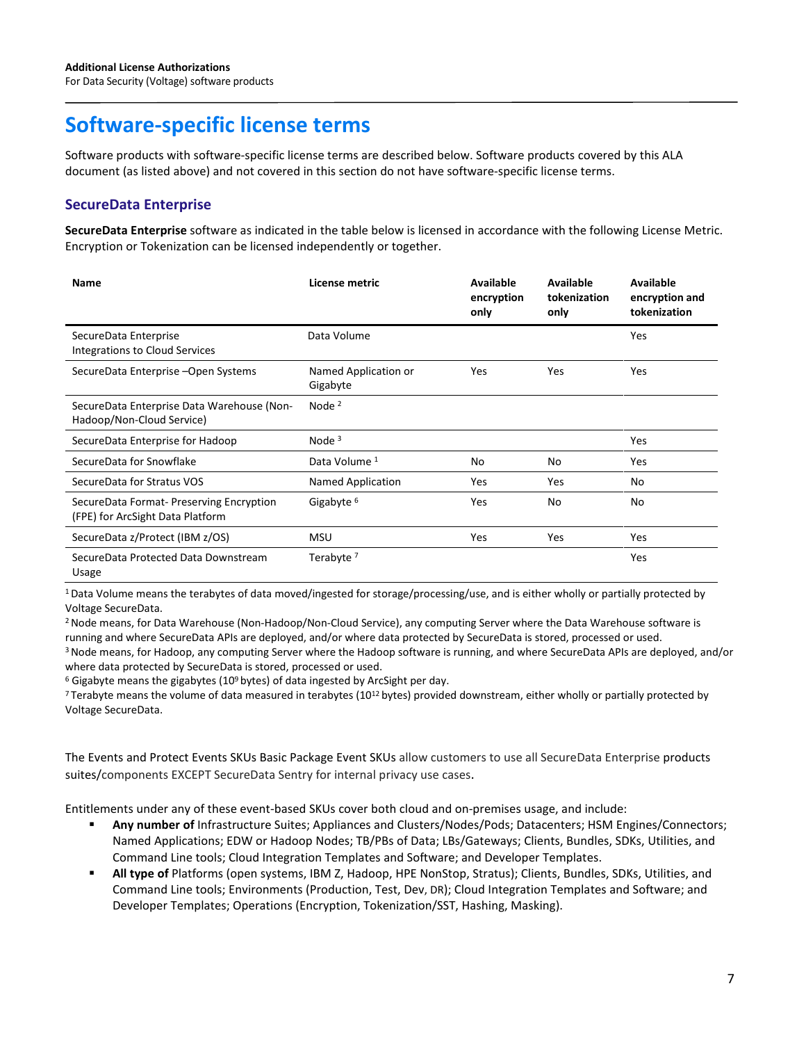# Software-specific license terms

Software products with software-specific license terms are described below. Software products covered by this ALA document (as listed above) and not covered in this section do not have software-specific license terms.

## SecureData Enterprise

**SecureData Enterprise** software as indicated in the table below is licensed in accordance with the following License Metric. Encryption or Tokenization can be licensed independently or together.

| Name | License metric | Available encryption only | Available tokenization only | Available encryption and tokenization |
|---|---|---|---|---|
| SecureData Enterprise Integrations to Cloud Services | Data Volume | | | Yes |
| SecureData Enterprise –Open Systems | Named Application or Gigabyte | Yes | Yes | Yes |
| SecureData Enterprise Data Warehouse (Non-Hadoop/Non-Cloud Service) | Node [2] | | | |
| SecureData Enterprise for Hadoop | Node [3] | | | Yes |
| SecureData for Snowflake | Data Volume [1] | No | No | Yes |
| SecureData for Stratus VOS | Named Application | Yes | Yes | No |
| SecureData Format- Preserving Encryption (FPE) for ArcSight Data Platform | Gigabyte [6] | Yes | No | No |
| SecureData z/Protect (IBM z/OS) | MSU | Yes | Yes | Yes |
| SecureData Protected Data Downstream Usage | Terabyte [7] | | | Yes |

[1] Data Volume means the terabytes of data moved/ingested for storage/processing/use, and is either wholly or partially protected by Voltage SecureData.
[2] Node means, for Data Warehouse (Non-Hadoop/Non-Cloud Service), any computing Server where the Data Warehouse software is running and where SecureData APIs are deployed, and/or where data protected by SecureData is stored, processed or used.
[3] Node means, for Hadoop, any computing Server where the Hadoop software is running, and where SecureData APIs are deployed, and/or where data protected by SecureData is stored, processed or used.
[6] Gigabyte means the gigabytes ($10^9$ bytes) of data ingested by ArcSight per day.
[7] Terabyte means the volume of data measured in terabytes ($10^{12}$ bytes) provided downstream, either wholly or partially protected by Voltage SecureData.

The Events and Protect Events SKUs Basic Package Event SKUs allow customers to use all SecureData Enterprise products suites/components EXCEPT SecureData Sentry for internal privacy use cases.

Entitlements under any of these event-based SKUs cover both cloud and on-premises usage, and include:

- **Any number of** Infrastructure Suites; Appliances and Clusters/Nodes/Pods; Datacenters; HSM Engines/Connectors; Named Applications; EDW or Hadoop Nodes; TB/PBs of Data; LBs/Gateways; Clients, Bundles, SDKs, Utilities, and Command Line tools; Cloud Integration Templates and Software; and Developer Templates.
- **All type of** Platforms (open systems, IBM Z, Hadoop, HPE NonStop, Stratus); Clients, Bundles, SDKs, Utilities, and Command Line tools; Environments (Production, Test, Dev, DR); Cloud Integration Templates and Software; and Developer Templates; Operations (Encryption, Tokenization/SST, Hashing, Masking).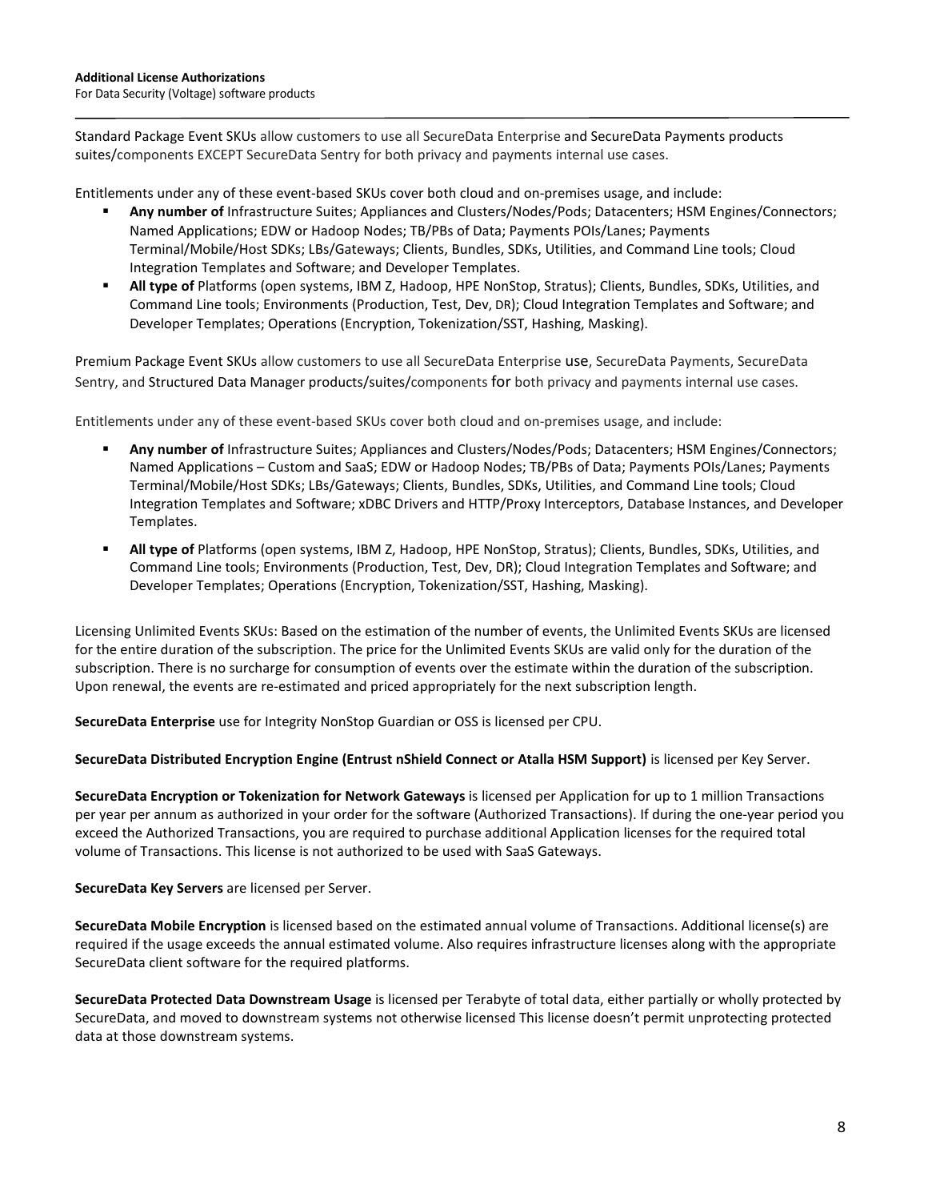Standard Package Event SKUs allow customers to use all SecureData Enterprise and SecureData Payments products suites/components EXCEPT SecureData Sentry for both privacy and payments internal use cases.

Entitlements under any of these event-based SKUs cover both cloud and on-premises usage, and include:

- **Any number of** Infrastructure Suites; Appliances and Clusters/Nodes/Pods; Datacenters; HSM Engines/Connectors; Named Applications; EDW or Hadoop Nodes; TB/PBs of Data; Payments POIs/Lanes; Payments Terminal/Mobile/Host SDKs; LBs/Gateways; Clients, Bundles, SDKs, Utilities, and Command Line tools; Cloud Integration Templates and Software; and Developer Templates.
- **All type of** Platforms (open systems, IBM Z, Hadoop, HPE NonStop, Stratus); Clients, Bundles, SDKs, Utilities, and Command Line tools; Environments (Production, Test, Dev, DR); Cloud Integration Templates and Software; and Developer Templates; Operations (Encryption, Tokenization/SST, Hashing, Masking).

Premium Package Event SKUs allow customers to use all SecureData Enterprise use, SecureData Payments, SecureData Sentry, and Structured Data Manager products/suites/components for both privacy and payments internal use cases.

Entitlements under any of these event-based SKUs cover both cloud and on-premises usage, and include:

- **Any number of** Infrastructure Suites; Appliances and Clusters/Nodes/Pods; Datacenters; HSM Engines/Connectors; Named Applications – Custom and SaaS; EDW or Hadoop Nodes; TB/PBs of Data; Payments POIs/Lanes; Payments Terminal/Mobile/Host SDKs; LBs/Gateways; Clients, Bundles, SDKs, Utilities, and Command Line tools; Cloud Integration Templates and Software; xDBC Drivers and HTTP/Proxy Interceptors, Database Instances, and Developer Templates.
- **All type of** Platforms (open systems, IBM Z, Hadoop, HPE NonStop, Stratus); Clients, Bundles, SDKs, Utilities, and Command Line tools; Environments (Production, Test, Dev, DR); Cloud Integration Templates and Software; and Developer Templates; Operations (Encryption, Tokenization/SST, Hashing, Masking).

Licensing Unlimited Events SKUs: Based on the estimation of the number of events, the Unlimited Events SKUs are licensed for the entire duration of the subscription. The price for the Unlimited Events SKUs are valid only for the duration of the subscription. There is no surcharge for consumption of events over the estimate within the duration of the subscription. Upon renewal, the events are re-estimated and priced appropriately for the next subscription length.

**SecureData Enterprise** use for Integrity NonStop Guardian or OSS is licensed per CPU.

**SecureData Distributed Encryption Engine (Entrust nShield Connect or Atalla HSM Support)** is licensed per Key Server.

**SecureData Encryption or Tokenization for Network Gateways** is licensed per Application for up to 1 million Transactions per year per annum as authorized in your order for the software (Authorized Transactions). If during the one-year period you exceed the Authorized Transactions, you are required to purchase additional Application licenses for the required total volume of Transactions. This license is not authorized to be used with SaaS Gateways.

**SecureData Key Servers** are licensed per Server.

**SecureData Mobile Encryption** is licensed based on the estimated annual volume of Transactions. Additional license(s) are required if the usage exceeds the annual estimated volume. Also requires infrastructure licenses along with the appropriate SecureData client software for the required platforms.

**SecureData Protected Data Downstream Usage** is licensed per Terabyte of total data, either partially or wholly protected by SecureData, and moved to downstream systems not otherwise licensed This license doesn't permit unprotecting protected data at those downstream systems.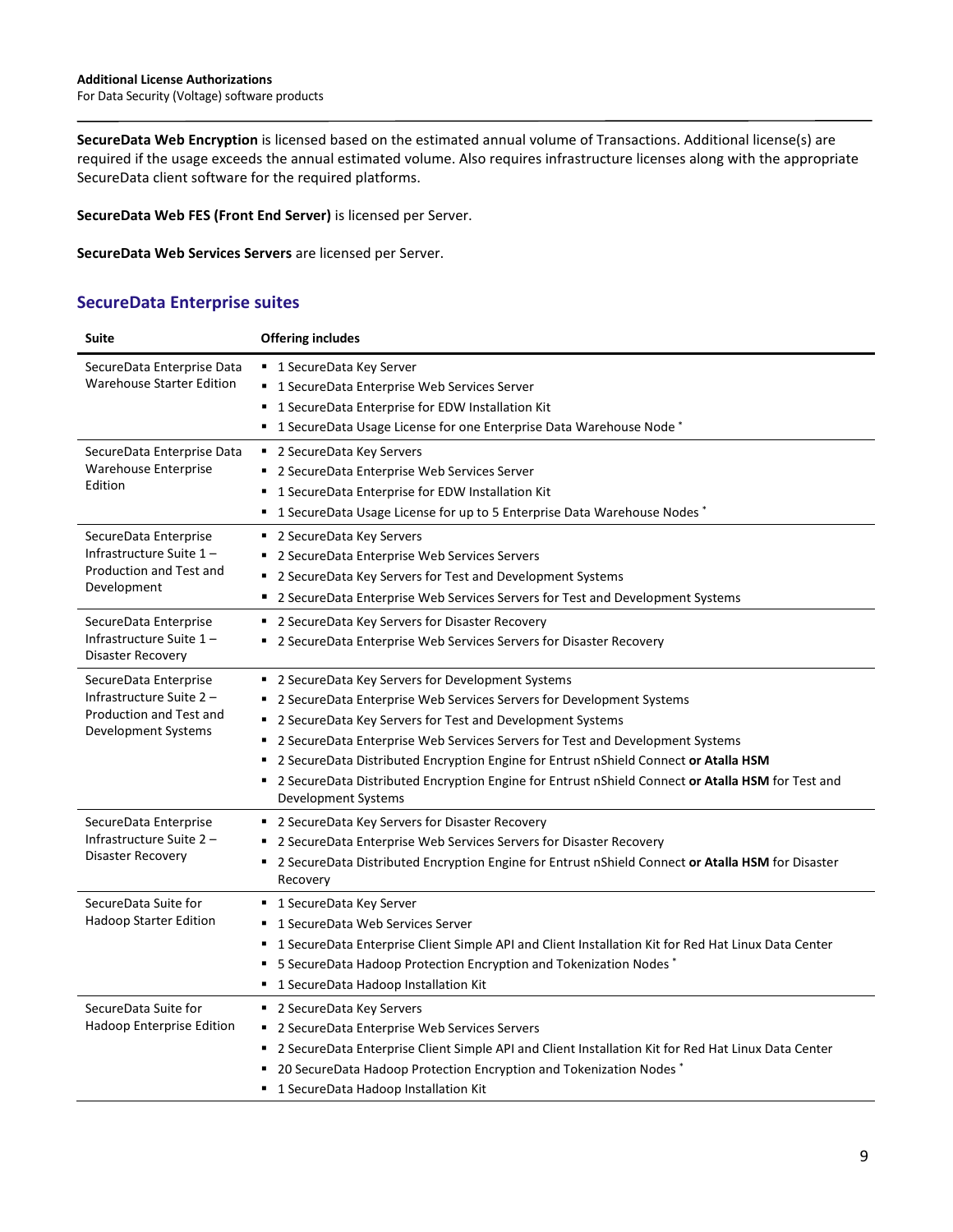**SecureData Web Encryption** is licensed based on the estimated annual volume of Transactions. Additional license(s) are required if the usage exceeds the annual estimated volume. Also requires infrastructure licenses along with the appropriate SecureData client software for the required platforms.

**SecureData Web FES (Front End Server)** is licensed per Server.

**SecureData Web Services Servers** are licensed per Server.

## SecureData Enterprise suites

| Suite | Offering includes |
|---|---|
| SecureData Enterprise Data Warehouse Starter Edition | ▪ 1 SecureData Key Server<br>▪ 1 SecureData Enterprise Web Services Server<br>▪ 1 SecureData Enterprise for EDW Installation Kit<br>▪ 1 SecureData Usage License for one Enterprise Data Warehouse Node * |
| SecureData Enterprise Data Warehouse Enterprise Edition | ▪ 2 SecureData Key Servers<br>▪ 2 SecureData Enterprise Web Services Server<br>▪ 1 SecureData Enterprise for EDW Installation Kit<br>▪ 1 SecureData Usage License for up to 5 Enterprise Data Warehouse Nodes * |
| SecureData Enterprise Infrastructure Suite 1 – Production and Test and Development | ▪ 2 SecureData Key Servers<br>▪ 2 SecureData Enterprise Web Services Servers<br>▪ 2 SecureData Key Servers for Test and Development Systems<br>▪ 2 SecureData Enterprise Web Services Servers for Test and Development Systems |
| SecureData Enterprise Infrastructure Suite 1 – Disaster Recovery | ▪ 2 SecureData Key Servers for Disaster Recovery<br>▪ 2 SecureData Enterprise Web Services Servers for Disaster Recovery |
| SecureData Enterprise Infrastructure Suite 2 – Production and Test and Development Systems | ▪ 2 SecureData Key Servers for Development Systems<br>▪ 2 SecureData Enterprise Web Services Servers for Development Systems<br>▪ 2 SecureData Key Servers for Test and Development Systems<br>▪ 2 SecureData Enterprise Web Services Servers for Test and Development Systems<br>▪ 2 SecureData Distributed Encryption Engine for Entrust nShield Connect **or Atalla HSM**<br>▪ 2 SecureData Distributed Encryption Engine for Entrust nShield Connect **or Atalla HSM** for Test and Development Systems |
| SecureData Enterprise Infrastructure Suite 2 – Disaster Recovery | ▪ 2 SecureData Key Servers for Disaster Recovery<br>▪ 2 SecureData Enterprise Web Services Servers for Disaster Recovery<br>▪ 2 SecureData Distributed Encryption Engine for Entrust nShield Connect **or Atalla HSM** for Disaster Recovery |
| SecureData Suite for Hadoop Starter Edition | ▪ 1 SecureData Key Server<br>▪ 1 SecureData Web Services Server<br>▪ 1 SecureData Enterprise Client Simple API and Client Installation Kit for Red Hat Linux Data Center<br>▪ 5 SecureData Hadoop Protection Encryption and Tokenization Nodes *<br>▪ 1 SecureData Hadoop Installation Kit |
| SecureData Suite for Hadoop Enterprise Edition | ▪ 2 SecureData Key Servers<br>▪ 2 SecureData Enterprise Web Services Servers<br>▪ 2 SecureData Enterprise Client Simple API and Client Installation Kit for Red Hat Linux Data Center<br>▪ 20 SecureData Hadoop Protection Encryption and Tokenization Nodes *<br>▪ 1 SecureData Hadoop Installation Kit |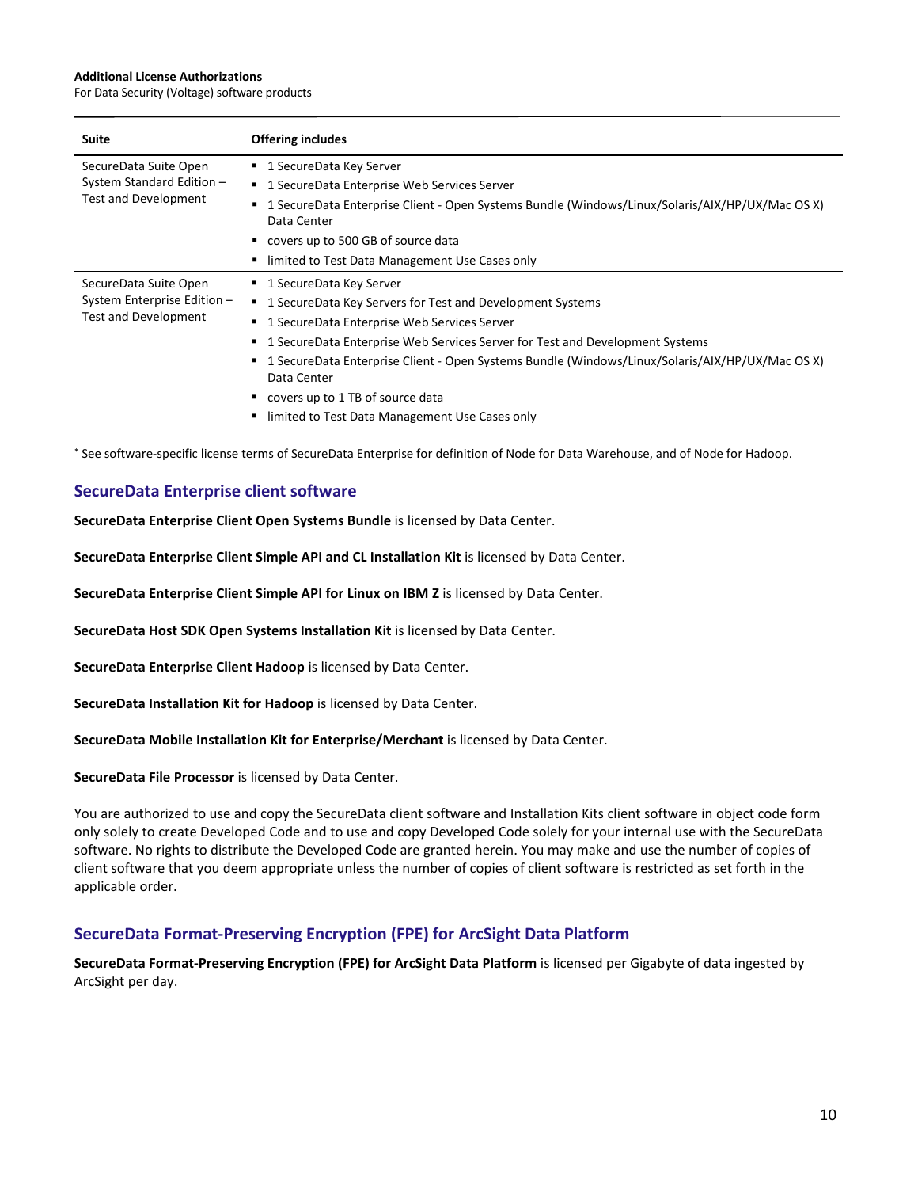| Suite | Offering includes |
|---|---|
| SecureData Suite Open System Standard Edition – Test and Development | ▪ 1 SecureData Key Server<br>▪ 1 SecureData Enterprise Web Services Server<br>▪ 1 SecureData Enterprise Client - Open Systems Bundle (Windows/Linux/Solaris/AIX/HP/UX/Mac OS X) Data Center<br>▪ covers up to 500 GB of source data<br>▪ limited to Test Data Management Use Cases only |
| SecureData Suite Open System Enterprise Edition – Test and Development | ▪ 1 SecureData Key Server<br>▪ 1 SecureData Key Servers for Test and Development Systems<br>▪ 1 SecureData Enterprise Web Services Server<br>▪ 1 SecureData Enterprise Web Services Server for Test and Development Systems<br>▪ 1 SecureData Enterprise Client - Open Systems Bundle (Windows/Linux/Solaris/AIX/HP/UX/Mac OS X) Data Center<br>▪ covers up to 1 TB of source data<br>▪ limited to Test Data Management Use Cases only |

[*] See software-specific license terms of SecureData Enterprise for definition of Node for Data Warehouse, and of Node for Hadoop.

## SecureData Enterprise client software

**SecureData Enterprise Client Open Systems Bundle** is licensed by Data Center.

**SecureData Enterprise Client Simple API and CL Installation Kit** is licensed by Data Center.

**SecureData Enterprise Client Simple API for Linux on IBM Z** is licensed by Data Center.

**SecureData Host SDK Open Systems Installation Kit** is licensed by Data Center.

**SecureData Enterprise Client Hadoop** is licensed by Data Center.

**SecureData Installation Kit for Hadoop** is licensed by Data Center.

**SecureData Mobile Installation Kit for Enterprise/Merchant** is licensed by Data Center.

**SecureData File Processor** is licensed by Data Center.

You are authorized to use and copy the SecureData client software and Installation Kits client software in object code form only solely to create Developed Code and to use and copy Developed Code solely for your internal use with the SecureData software. No rights to distribute the Developed Code are granted herein. You may make and use the number of copies of client software that you deem appropriate unless the number of copies of client software is restricted as set forth in the applicable order.

## SecureData Format-Preserving Encryption (FPE) for ArcSight Data Platform

**SecureData Format-Preserving Encryption (FPE) for ArcSight Data Platform** is licensed per Gigabyte of data ingested by ArcSight per day.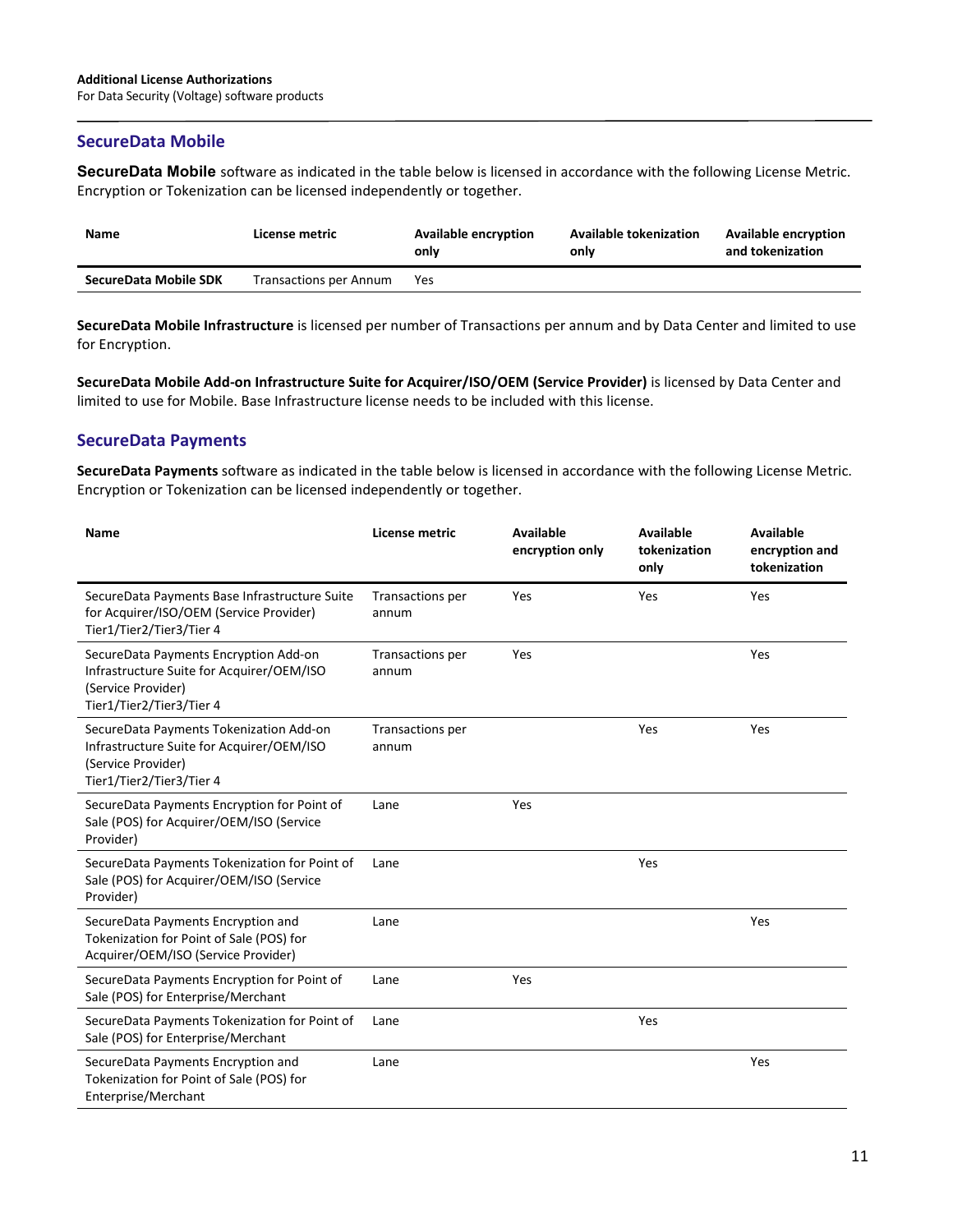## SecureData Mobile

**SecureData Mobile** software as indicated in the table below is licensed in accordance with the following License Metric. Encryption or Tokenization can be licensed independently or together.

| Name | License metric | Available encryption only | Available tokenization only | Available encryption and tokenization |
|---|---|---|---|---|
| **SecureData Mobile SDK** | Transactions per Annum | Yes | | |

**SecureData Mobile Infrastructure** is licensed per number of Transactions per annum and by Data Center and limited to use for Encryption.

**SecureData Mobile Add-on Infrastructure Suite for Acquirer/ISO/OEM (Service Provider)** is licensed by Data Center and limited to use for Mobile. Base Infrastructure license needs to be included with this license.

## SecureData Payments

**SecureData Payments** software as indicated in the table below is licensed in accordance with the following License Metric. Encryption or Tokenization can be licensed independently or together.

| Name | License metric | Available encryption only | Available tokenization only | Available encryption and tokenization |
|---|---|---|---|---|
| SecureData Payments Base Infrastructure Suite for Acquirer/ISO/OEM (Service Provider) Tier1/Tier2/Tier3/Tier 4 | Transactions per annum | Yes | Yes | Yes |
| SecureData Payments Encryption Add-on Infrastructure Suite for Acquirer/OEM/ISO (Service Provider) Tier1/Tier2/Tier3/Tier 4 | Transactions per annum | Yes | | Yes |
| SecureData Payments Tokenization Add-on Infrastructure Suite for Acquirer/OEM/ISO (Service Provider) Tier1/Tier2/Tier3/Tier 4 | Transactions per annum | | Yes | Yes |
| SecureData Payments Encryption for Point of Sale (POS) for Acquirer/OEM/ISO (Service Provider) | Lane | Yes | | |
| SecureData Payments Tokenization for Point of Sale (POS) for Acquirer/OEM/ISO (Service Provider) | Lane | | Yes | |
| SecureData Payments Encryption and Tokenization for Point of Sale (POS) for Acquirer/OEM/ISO (Service Provider) | Lane | | | Yes |
| SecureData Payments Encryption for Point of Sale (POS) for Enterprise/Merchant | Lane | Yes | | |
| SecureData Payments Tokenization for Point of Sale (POS) for Enterprise/Merchant | Lane | | Yes | |
| SecureData Payments Encryption and Tokenization for Point of Sale (POS) for Enterprise/Merchant | Lane | | | Yes |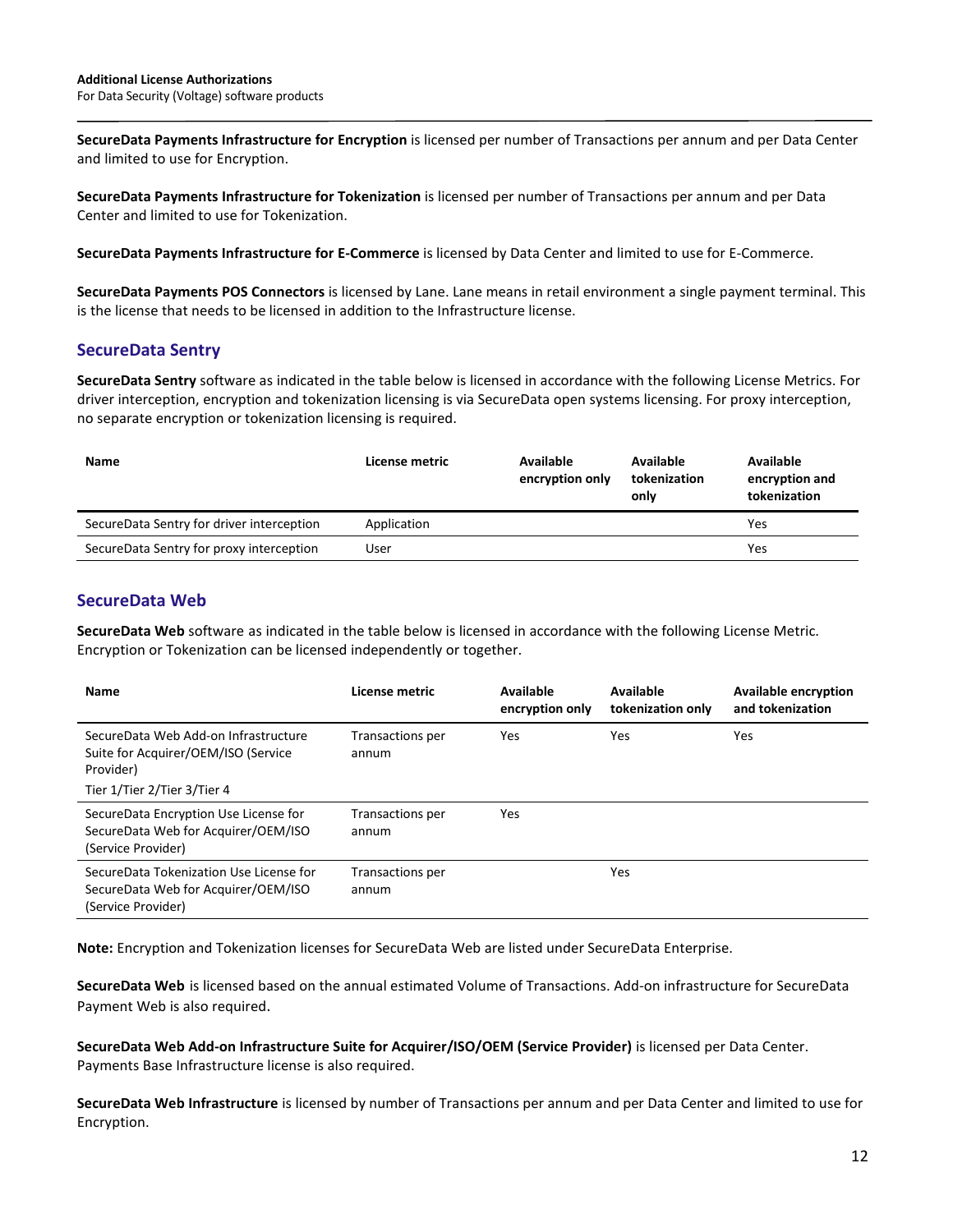**SecureData Payments Infrastructure for Encryption** is licensed per number of Transactions per annum and per Data Center and limited to use for Encryption.

**SecureData Payments Infrastructure for Tokenization** is licensed per number of Transactions per annum and per Data Center and limited to use for Tokenization.

**SecureData Payments Infrastructure for E-Commerce** is licensed by Data Center and limited to use for E-Commerce.

**SecureData Payments POS Connectors** is licensed by Lane. Lane means in retail environment a single payment terminal. This is the license that needs to be licensed in addition to the Infrastructure license.

## SecureData Sentry

**SecureData Sentry** software as indicated in the table below is licensed in accordance with the following License Metrics. For driver interception, encryption and tokenization licensing is via SecureData open systems licensing. For proxy interception, no separate encryption or tokenization licensing is required.

| Name | License metric | Available encryption only | Available tokenization only | Available encryption and tokenization |
|---|---|---|---|---|
| SecureData Sentry for driver interception | Application | | | Yes |
| SecureData Sentry for proxy interception | User | | | Yes |

## SecureData Web

**SecureData Web** software as indicated in the table below is licensed in accordance with the following License Metric. Encryption or Tokenization can be licensed independently or together.

| Name | License metric | Available encryption only | Available tokenization only | Available encryption and tokenization |
|---|---|---|---|---|
| SecureData Web Add-on Infrastructure Suite for Acquirer/OEM/ISO (Service Provider) Tier 1/Tier 2/Tier 3/Tier 4 | Transactions per annum | Yes | Yes | Yes |
| SecureData Encryption Use License for SecureData Web for Acquirer/OEM/ISO (Service Provider) | Transactions per annum | Yes | | |
| SecureData Tokenization Use License for SecureData Web for Acquirer/OEM/ISO (Service Provider) | Transactions per annum | | Yes | |

**Note:** Encryption and Tokenization licenses for SecureData Web are listed under SecureData Enterprise.

**SecureData Web** is licensed based on the annual estimated Volume of Transactions. Add-on infrastructure for SecureData Payment Web is also required.

**SecureData Web Add-on Infrastructure Suite for Acquirer/ISO/OEM (Service Provider)** is licensed per Data Center. Payments Base Infrastructure license is also required.

**SecureData Web Infrastructure** is licensed by number of Transactions per annum and per Data Center and limited to use for Encryption.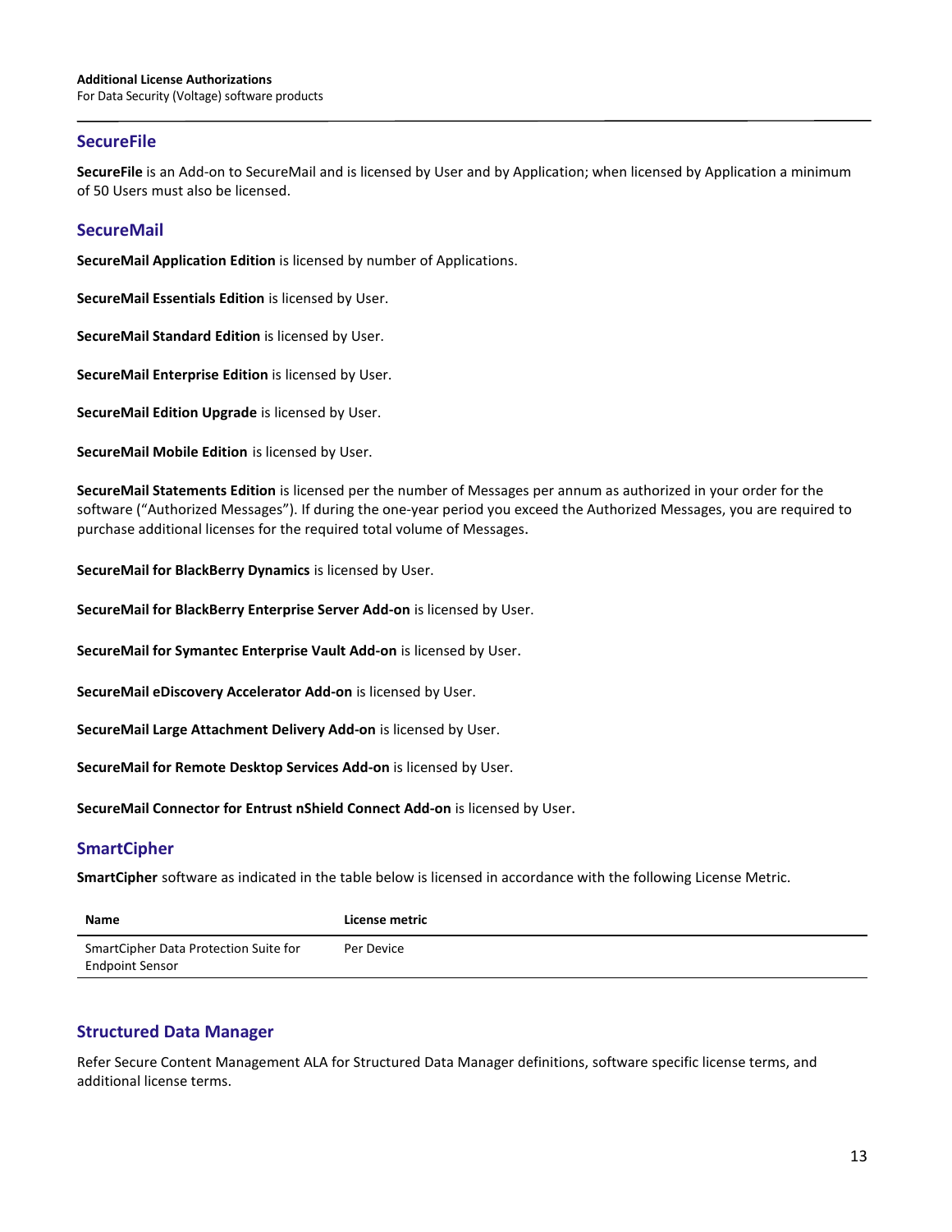## SecureFile

**SecureFile** is an Add-on to SecureMail and is licensed by User and by Application; when licensed by Application a minimum of 50 Users must also be licensed.

## SecureMail

**SecureMail Application Edition** is licensed by number of Applications.

**SecureMail Essentials Edition** is licensed by User.

**SecureMail Standard Edition** is licensed by User.

**SecureMail Enterprise Edition** is licensed by User.

**SecureMail Edition Upgrade** is licensed by User.

**SecureMail Mobile Edition** is licensed by User.

**SecureMail Statements Edition** is licensed per the number of Messages per annum as authorized in your order for the software ("Authorized Messages"). If during the one-year period you exceed the Authorized Messages, you are required to purchase additional licenses for the required total volume of Messages.

**SecureMail for BlackBerry Dynamics** is licensed by User.

**SecureMail for BlackBerry Enterprise Server Add-on** is licensed by User.

**SecureMail for Symantec Enterprise Vault Add-on** is licensed by User.

**SecureMail eDiscovery Accelerator Add-on** is licensed by User.

**SecureMail Large Attachment Delivery Add-on** is licensed by User.

**SecureMail for Remote Desktop Services Add-on** is licensed by User.

**SecureMail Connector for Entrust nShield Connect Add-on** is licensed by User.

## SmartCipher

**SmartCipher** software as indicated in the table below is licensed in accordance with the following License Metric.

| Name | License metric |
|---|---|
| SmartCipher Data Protection Suite for Endpoint Sensor | Per Device |

## Structured Data Manager

Refer Secure Content Management ALA for Structured Data Manager definitions, software specific license terms, and additional license terms.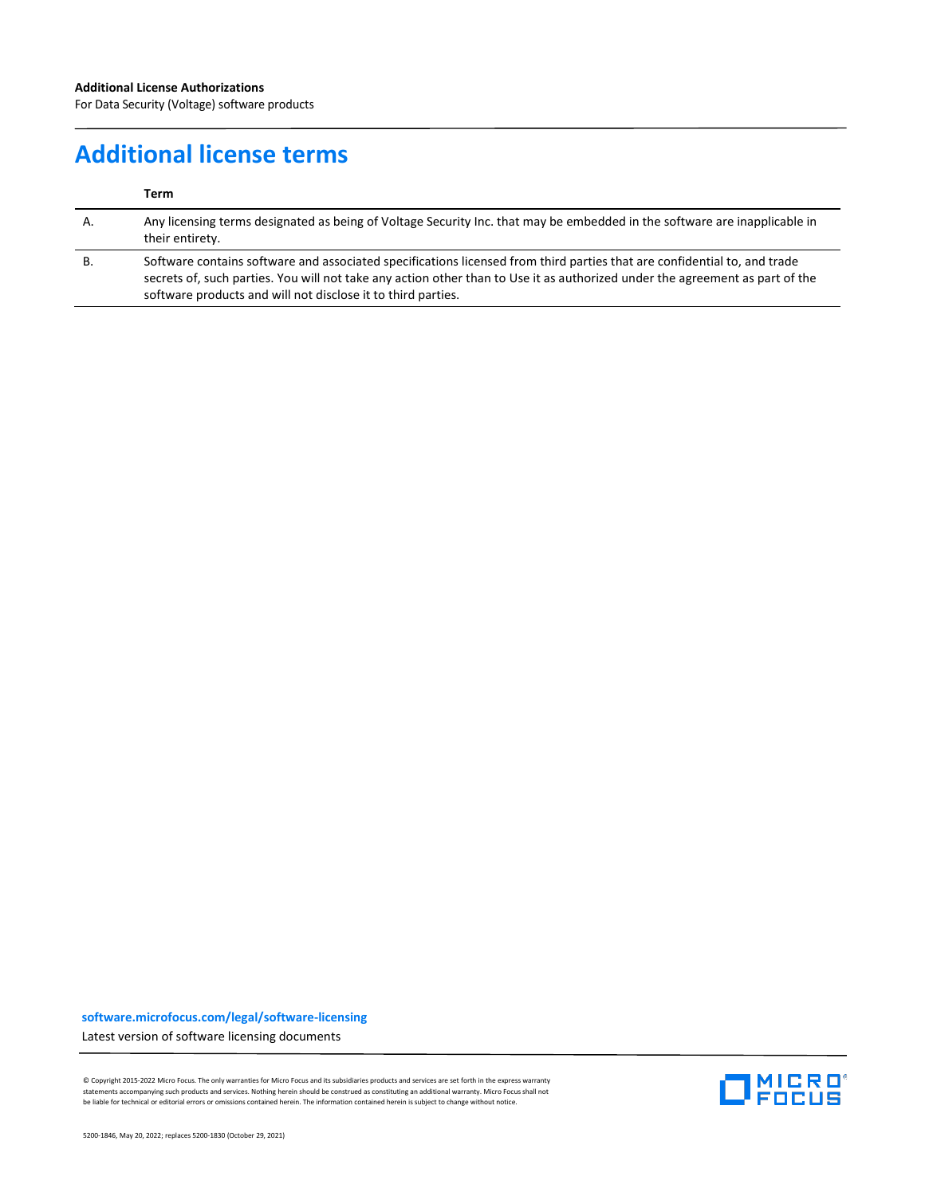# Additional license terms

| | Term |
|---|---|
| A. | Any licensing terms designated as being of Voltage Security Inc. that may be embedded in the software are inapplicable in their entirety. |
| B. | Software contains software and associated specifications licensed from third parties that are confidential to, and trade secrets of, such parties. You will not take any action other than to Use it as authorized under the agreement as part of the software products and will not disclose it to third parties. |

**software.microfocus.com/legal/software-licensing**

Latest version of software licensing documents

© Copyright 2015-2022 Micro Focus. The only warranties for Micro Focus and its subsidiaries products and services are set forth in the express warranty statements accompanying such products and services. Nothing herein should be construed as constituting an additional warranty. Micro Focus shall not be liable for technical or editorial errors or omissions contained herein. The information contained herein is subject to change without notice.

5200-1846, May 20, 2022; replaces 5200-1830 (October 29, 2021)